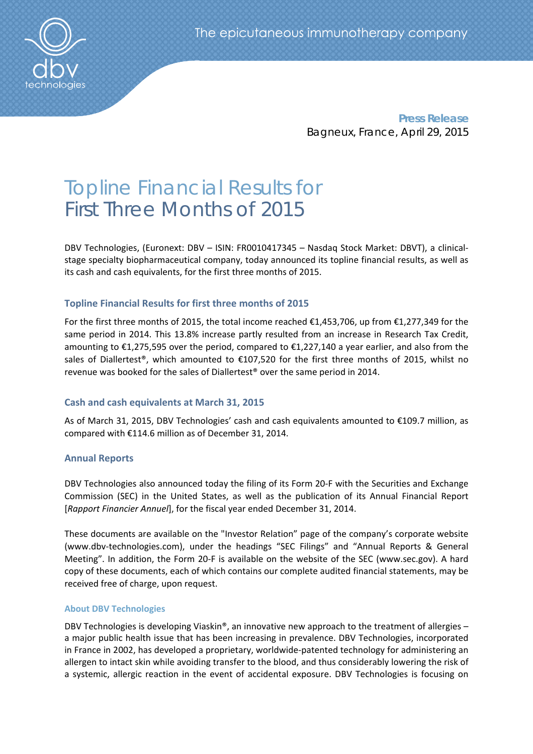The epicutaneous immunotherapy company

**Press Release**
Bagneux, France, April 29, 2015

# Topline Financial Results for First Three Months of 2015

DBV Technologies, (Euronext: DBV – ISIN: FR0010417345 – Nasdaq Stock Market: DBVT), a clinical-stage specialty biopharmaceutical company, today announced its topline financial results, as well as its cash and cash equivalents, for the first three months of 2015.

## Topline Financial Results for first three months of 2015

For the first three months of 2015, the total income reached €1,453,706, up from €1,277,349 for the same period in 2014. This 13.8% increase partly resulted from an increase in Research Tax Credit, amounting to €1,275,595 over the period, compared to €1,227,140 a year earlier, and also from the sales of Diallertest®, which amounted to €107,520 for the first three months of 2015, whilst no revenue was booked for the sales of Diallertest® over the same period in 2014.

## Cash and cash equivalents at March 31, 2015

As of March 31, 2015, DBV Technologies' cash and cash equivalents amounted to €109.7 million, as compared with €114.6 million as of December 31, 2014.

## Annual Reports

DBV Technologies also announced today the filing of its Form 20-F with the Securities and Exchange Commission (SEC) in the United States, as well as the publication of its Annual Financial Report [*Rapport Financier Annuel*], for the fiscal year ended December 31, 2014.

These documents are available on the "Investor Relation" page of the company's corporate website (www.dbv-technologies.com), under the headings "SEC Filings" and "Annual Reports & General Meeting". In addition, the Form 20-F is available on the website of the SEC (www.sec.gov). A hard copy of these documents, each of which contains our complete audited financial statements, may be received free of charge, upon request.

### About DBV Technologies

DBV Technologies is developing Viaskin®, an innovative new approach to the treatment of allergies – a major public health issue that has been increasing in prevalence. DBV Technologies, incorporated in France in 2002, has developed a proprietary, worldwide-patented technology for administering an allergen to intact skin while avoiding transfer to the blood, and thus considerably lowering the risk of a systemic, allergic reaction in the event of accidental exposure. DBV Technologies is focusing on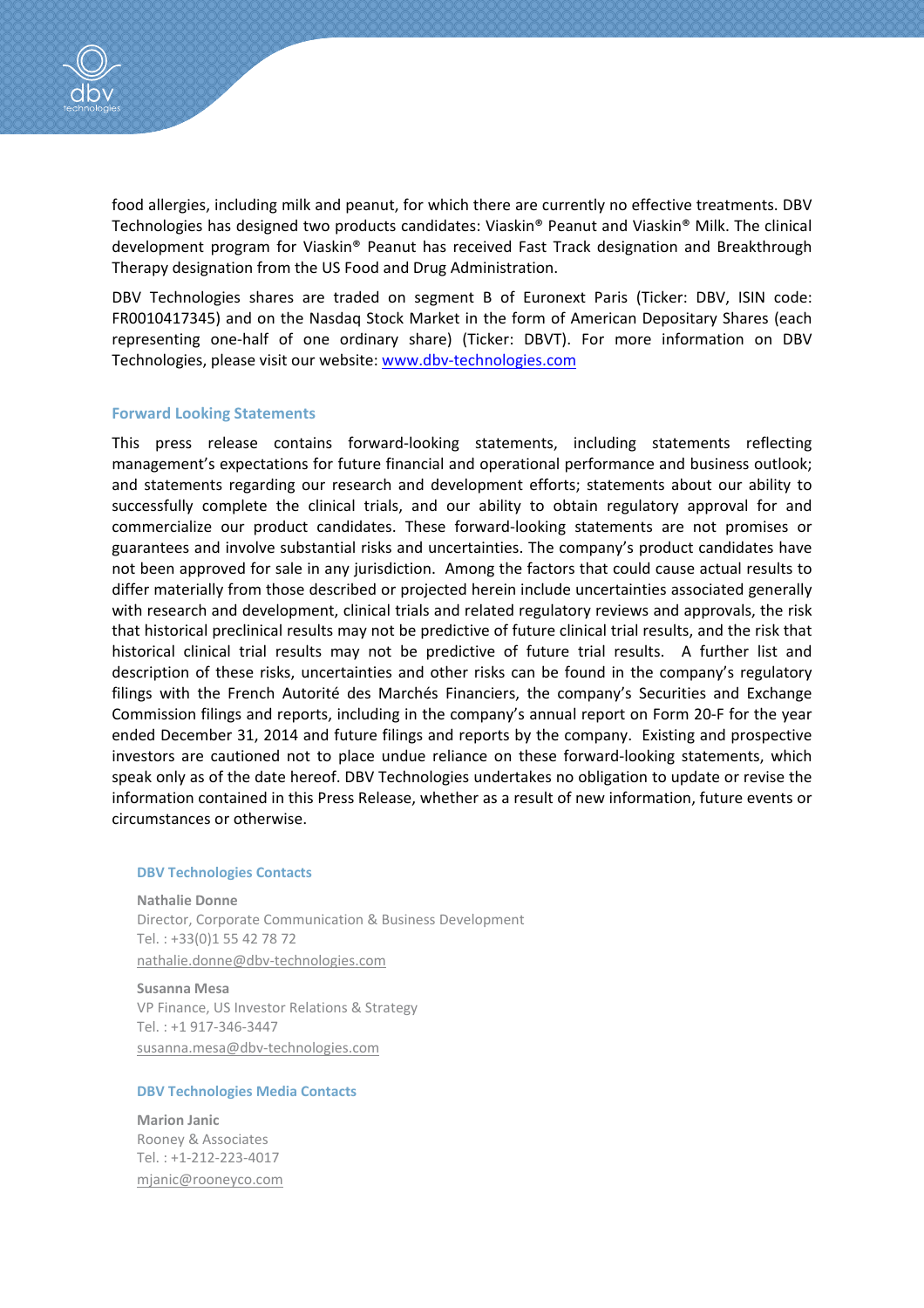food allergies, including milk and peanut, for which there are currently no effective treatments. DBV Technologies has designed two products candidates: Viaskin® Peanut and Viaskin® Milk. The clinical development program for Viaskin® Peanut has received Fast Track designation and Breakthrough Therapy designation from the US Food and Drug Administration.

DBV Technologies shares are traded on segment B of Euronext Paris (Ticker: DBV, ISIN code: FR0010417345) and on the Nasdaq Stock Market in the form of American Depositary Shares (each representing one-half of one ordinary share) (Ticker: DBVT). For more information on DBV Technologies, please visit our website: [www.dbv-technologies.com](http://www.dbv-technologies.com)

### Forward Looking Statements

This press release contains forward-looking statements, including statements reflecting management's expectations for future financial and operational performance and business outlook; and statements regarding our research and development efforts; statements about our ability to successfully complete the clinical trials, and our ability to obtain regulatory approval for and commercialize our product candidates. These forward-looking statements are not promises or guarantees and involve substantial risks and uncertainties. The company's product candidates have not been approved for sale in any jurisdiction. Among the factors that could cause actual results to differ materially from those described or projected herein include uncertainties associated generally with research and development, clinical trials and related regulatory reviews and approvals, the risk that historical preclinical results may not be predictive of future clinical trial results, and the risk that historical clinical trial results may not be predictive of future trial results. A further list and description of these risks, uncertainties and other risks can be found in the company's regulatory filings with the French Autorité des Marchés Financiers, the company's Securities and Exchange Commission filings and reports, including in the company's annual report on Form 20-F for the year ended December 31, 2014 and future filings and reports by the company. Existing and prospective investors are cautioned not to place undue reliance on these forward-looking statements, which speak only as of the date hereof. DBV Technologies undertakes no obligation to update or revise the information contained in this Press Release, whether as a result of new information, future events or circumstances or otherwise.

#### DBV Technologies Contacts

**Nathalie Donne**
Director, Corporate Communication & Business Development
Tel. : +33(0)1 55 42 78 72
nathalie.donne@dbv-technologies.com

**Susanna Mesa**
VP Finance, US Investor Relations & Strategy
Tel. : +1 917-346-3447
susanna.mesa@dbv-technologies.com

#### DBV Technologies Media Contacts

**Marion Janic**
Rooney & Associates
Tel. : +1-212-223-4017
mjanic@rooneyco.com